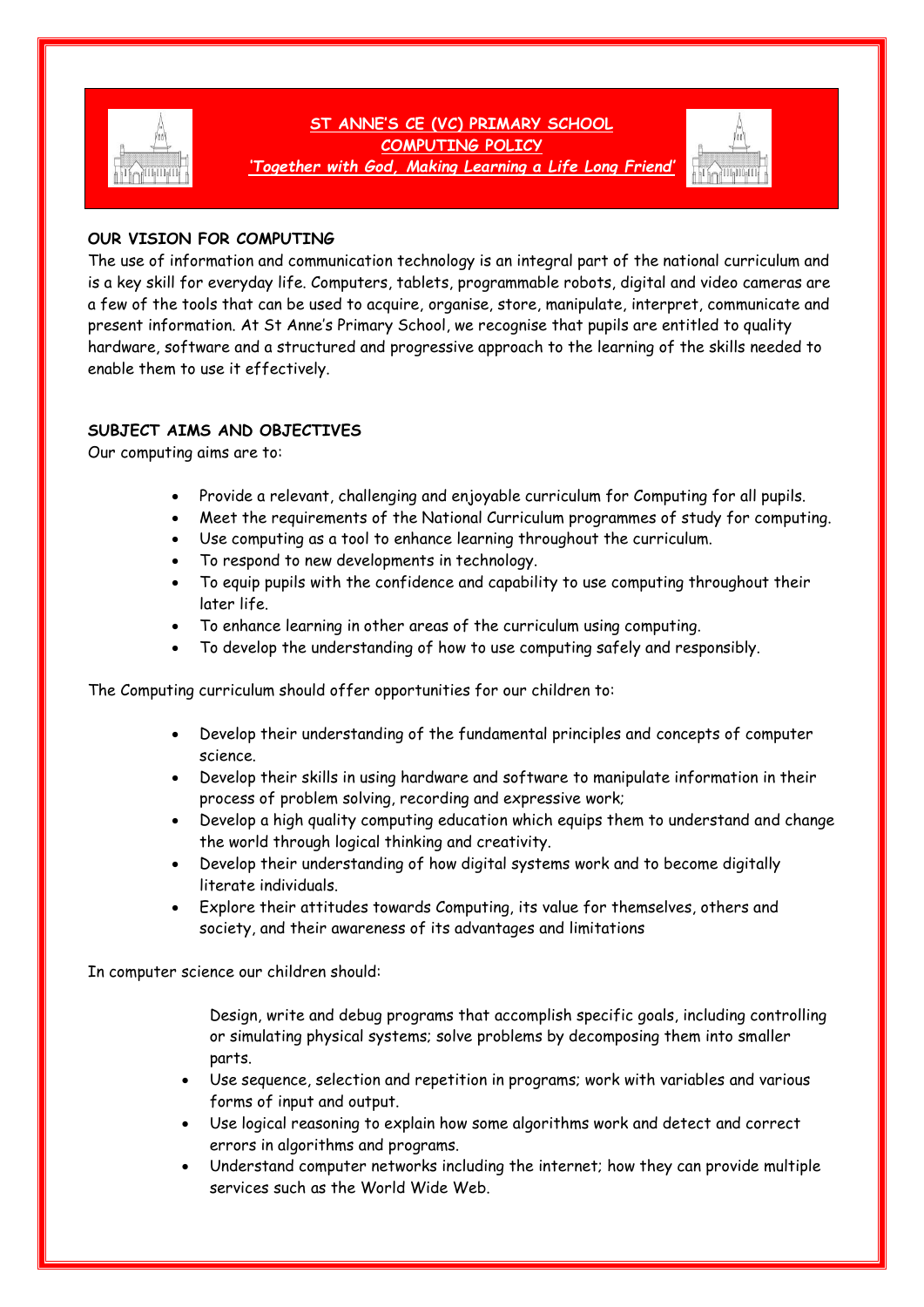# ST ANNE'S CE (VC) PRIMARY SCHOOL
# COMPUTING POLICY
*'Together with God, Making Learning a Life Long Friend'*

## OUR VISION FOR COMPUTING

The use of information and communication technology is an integral part of the national curriculum and is a key skill for everyday life. Computers, tablets, programmable robots, digital and video cameras are a few of the tools that can be used to acquire, organise, store, manipulate, interpret, communicate and present information. At St Anne's Primary School, we recognise that pupils are entitled to quality hardware, software and a structured and progressive approach to the learning of the skills needed to enable them to use it effectively.

## SUBJECT AIMS AND OBJECTIVES

Our computing aims are to:

- Provide a relevant, challenging and enjoyable curriculum for Computing for all pupils.
- Meet the requirements of the National Curriculum programmes of study for computing.
- Use computing as a tool to enhance learning throughout the curriculum.
- To respond to new developments in technology.
- To equip pupils with the confidence and capability to use computing throughout their later life.
- To enhance learning in other areas of the curriculum using computing.
- To develop the understanding of how to use computing safely and responsibly.

The Computing curriculum should offer opportunities for our children to:

- Develop their understanding of the fundamental principles and concepts of computer science.
- Develop their skills in using hardware and software to manipulate information in their process of problem solving, recording and expressive work;
- Develop a high quality computing education which equips them to understand and change the world through logical thinking and creativity.
- Develop their understanding of how digital systems work and to become digitally literate individuals.
- Explore their attitudes towards Computing, its value for themselves, others and society, and their awareness of its advantages and limitations

In computer science our children should:

Design, write and debug programs that accomplish specific goals, including controlling or simulating physical systems; solve problems by decomposing them into smaller parts.

- Use sequence, selection and repetition in programs; work with variables and various forms of input and output.
- Use logical reasoning to explain how some algorithms work and detect and correct errors in algorithms and programs.
- Understand computer networks including the internet; how they can provide multiple services such as the World Wide Web.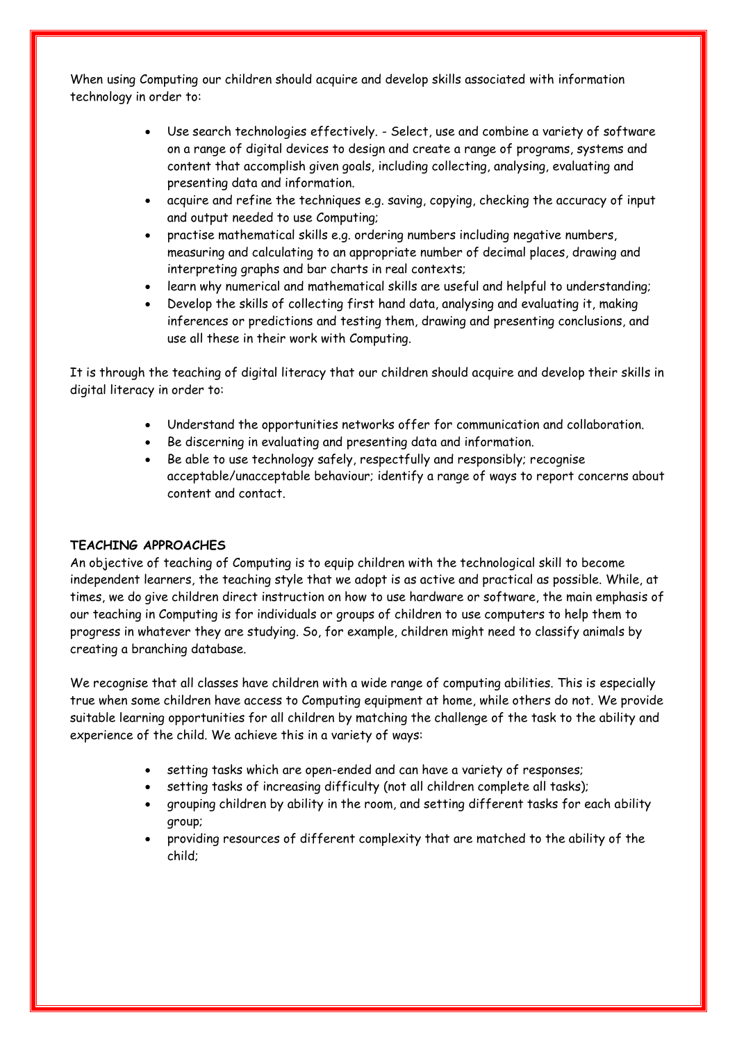When using Computing our children should acquire and develop skills associated with information technology in order to:

- Use search technologies effectively. - Select, use and combine a variety of software on a range of digital devices to design and create a range of programs, systems and content that accomplish given goals, including collecting, analysing, evaluating and presenting data and information.
- acquire and refine the techniques e.g. saving, copying, checking the accuracy of input and output needed to use Computing;
- practise mathematical skills e.g. ordering numbers including negative numbers, measuring and calculating to an appropriate number of decimal places, drawing and interpreting graphs and bar charts in real contexts;
- learn why numerical and mathematical skills are useful and helpful to understanding;
- Develop the skills of collecting first hand data, analysing and evaluating it, making inferences or predictions and testing them, drawing and presenting conclusions, and use all these in their work with Computing.

It is through the teaching of digital literacy that our children should acquire and develop their skills in digital literacy in order to:

- Understand the opportunities networks offer for communication and collaboration.
- Be discerning in evaluating and presenting data and information.
- Be able to use technology safely, respectfully and responsibly; recognise acceptable/unacceptable behaviour; identify a range of ways to report concerns about content and contact.

**TEACHING APPROACHES**

An objective of teaching of Computing is to equip children with the technological skill to become independent learners, the teaching style that we adopt is as active and practical as possible. While, at times, we do give children direct instruction on how to use hardware or software, the main emphasis of our teaching in Computing is for individuals or groups of children to use computers to help them to progress in whatever they are studying. So, for example, children might need to classify animals by creating a branching database.

We recognise that all classes have children with a wide range of computing abilities. This is especially true when some children have access to Computing equipment at home, while others do not. We provide suitable learning opportunities for all children by matching the challenge of the task to the ability and experience of the child. We achieve this in a variety of ways:

- setting tasks which are open-ended and can have a variety of responses;
- setting tasks of increasing difficulty (not all children complete all tasks);
- grouping children by ability in the room, and setting different tasks for each ability group;
- providing resources of different complexity that are matched to the ability of the child;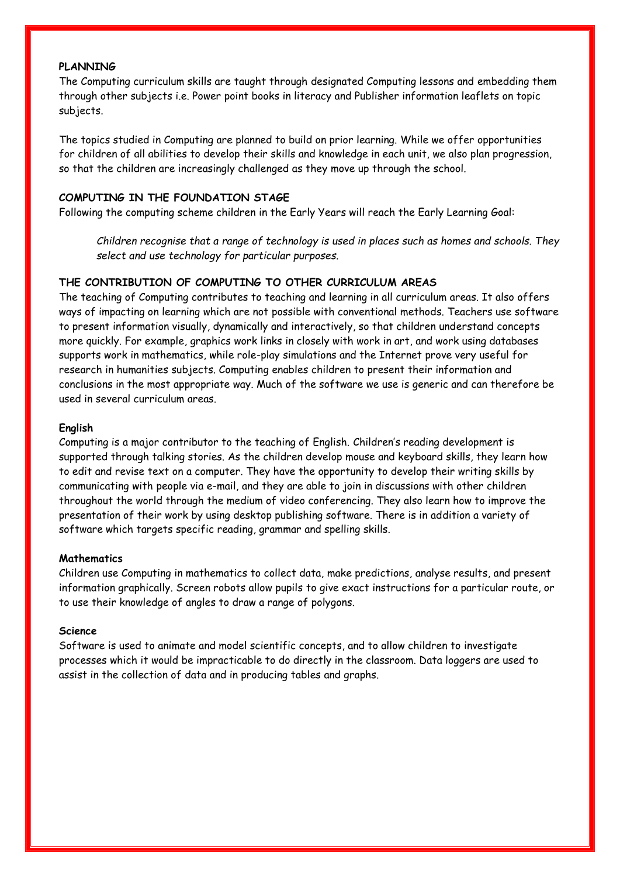## PLANNING

The Computing curriculum skills are taught through designated Computing lessons and embedding them through other subjects i.e. Power point books in literacy and Publisher information leaflets on topic subjects.

The topics studied in Computing are planned to build on prior learning. While we offer opportunities for children of all abilities to develop their skills and knowledge in each unit, we also plan progression, so that the children are increasingly challenged as they move up through the school.

## COMPUTING IN THE FOUNDATION STAGE

Following the computing scheme children in the Early Years will reach the Early Learning Goal:

> *Children recognise that a range of technology is used in places such as homes and schools. They select and use technology for particular purposes.*

## THE CONTRIBUTION OF COMPUTING TO OTHER CURRICULUM AREAS

The teaching of Computing contributes to teaching and learning in all curriculum areas. It also offers ways of impacting on learning which are not possible with conventional methods. Teachers use software to present information visually, dynamically and interactively, so that children understand concepts more quickly. For example, graphics work links in closely with work in art, and work using databases supports work in mathematics, while role-play simulations and the Internet prove very useful for research in humanities subjects. Computing enables children to present their information and conclusions in the most appropriate way. Much of the software we use is generic and can therefore be used in several curriculum areas.

### English

Computing is a major contributor to the teaching of English. Children's reading development is supported through talking stories. As the children develop mouse and keyboard skills, they learn how to edit and revise text on a computer. They have the opportunity to develop their writing skills by communicating with people via e-mail, and they are able to join in discussions with other children throughout the world through the medium of video conferencing. They also learn how to improve the presentation of their work by using desktop publishing software. There is in addition a variety of software which targets specific reading, grammar and spelling skills.

### Mathematics

Children use Computing in mathematics to collect data, make predictions, analyse results, and present information graphically. Screen robots allow pupils to give exact instructions for a particular route, or to use their knowledge of angles to draw a range of polygons.

### Science

Software is used to animate and model scientific concepts, and to allow children to investigate processes which it would be impracticable to do directly in the classroom. Data loggers are used to assist in the collection of data and in producing tables and graphs.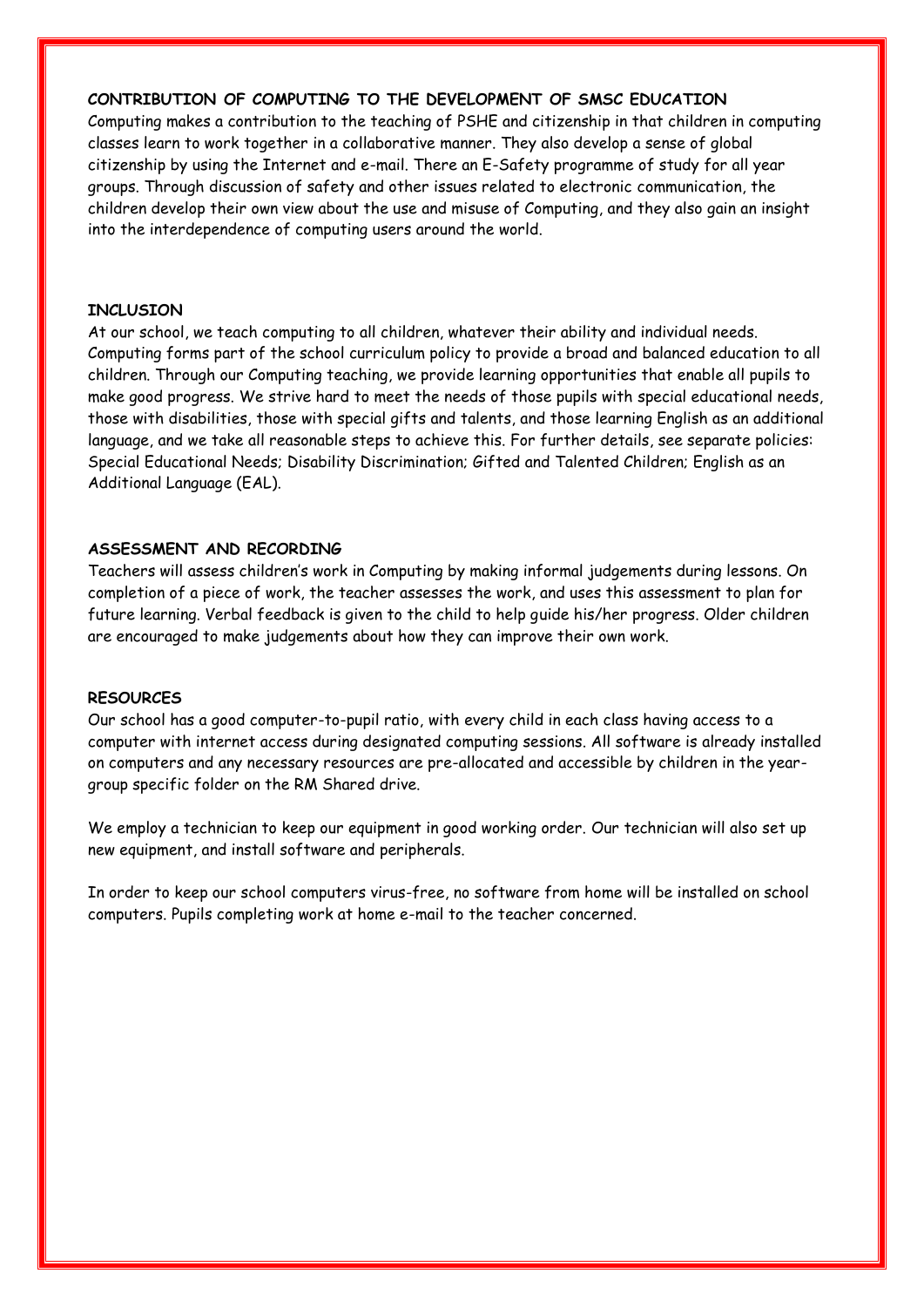**CONTRIBUTION OF COMPUTING TO THE DEVELOPMENT OF SMSC EDUCATION**

Computing makes a contribution to the teaching of PSHE and citizenship in that children in computing classes learn to work together in a collaborative manner. They also develop a sense of global citizenship by using the Internet and e-mail. There an E-Safety programme of study for all year groups. Through discussion of safety and other issues related to electronic communication, the children develop their own view about the use and misuse of Computing, and they also gain an insight into the interdependence of computing users around the world.

**INCLUSION**

At our school, we teach computing to all children, whatever their ability and individual needs. Computing forms part of the school curriculum policy to provide a broad and balanced education to all children. Through our Computing teaching, we provide learning opportunities that enable all pupils to make good progress. We strive hard to meet the needs of those pupils with special educational needs, those with disabilities, those with special gifts and talents, and those learning English as an additional language, and we take all reasonable steps to achieve this. For further details, see separate policies: Special Educational Needs; Disability Discrimination; Gifted and Talented Children; English as an Additional Language (EAL).

**ASSESSMENT AND RECORDING**

Teachers will assess children's work in Computing by making informal judgements during lessons. On completion of a piece of work, the teacher assesses the work, and uses this assessment to plan for future learning. Verbal feedback is given to the child to help guide his/her progress. Older children are encouraged to make judgements about how they can improve their own work.

**RESOURCES**

Our school has a good computer-to-pupil ratio, with every child in each class having access to a computer with internet access during designated computing sessions. All software is already installed on computers and any necessary resources are pre-allocated and accessible by children in the year-group specific folder on the RM Shared drive.

We employ a technician to keep our equipment in good working order. Our technician will also set up new equipment, and install software and peripherals.

In order to keep our school computers virus-free, no software from home will be installed on school computers. Pupils completing work at home e-mail to the teacher concerned.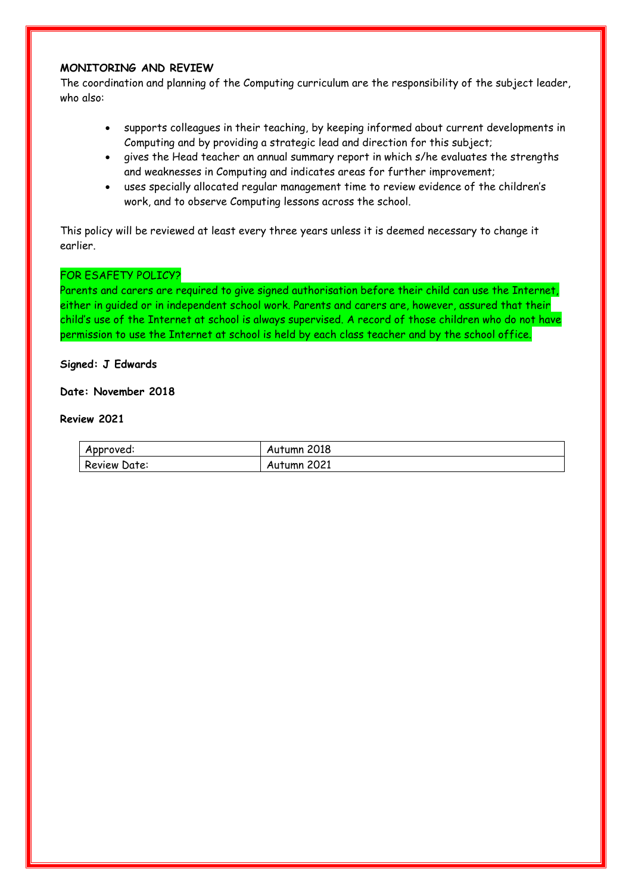**MONITORING AND REVIEW**

The coordination and planning of the Computing curriculum are the responsibility of the subject leader, who also:

- supports colleagues in their teaching, by keeping informed about current developments in Computing and by providing a strategic lead and direction for this subject;
- gives the Head teacher an annual summary report in which s/he evaluates the strengths and weaknesses in Computing and indicates areas for further improvement;
- uses specially allocated regular management time to review evidence of the children's work, and to observe Computing lessons across the school.

This policy will be reviewed at least every three years unless it is deemed necessary to change it earlier.

FOR ESAFETY POLICY?

Parents and carers are required to give signed authorisation before their child can use the Internet, either in guided or in independent school work. Parents and carers are, however, assured that their child's use of the Internet at school is always supervised. A record of those children who do not have permission to use the Internet at school is held by each class teacher and by the school office.

**Signed: J Edwards**

**Date: November 2018**

**Review 2021**

| | |
|---|---|
| Approved: | Autumn 2018 |
| Review Date: | Autumn 2021 |